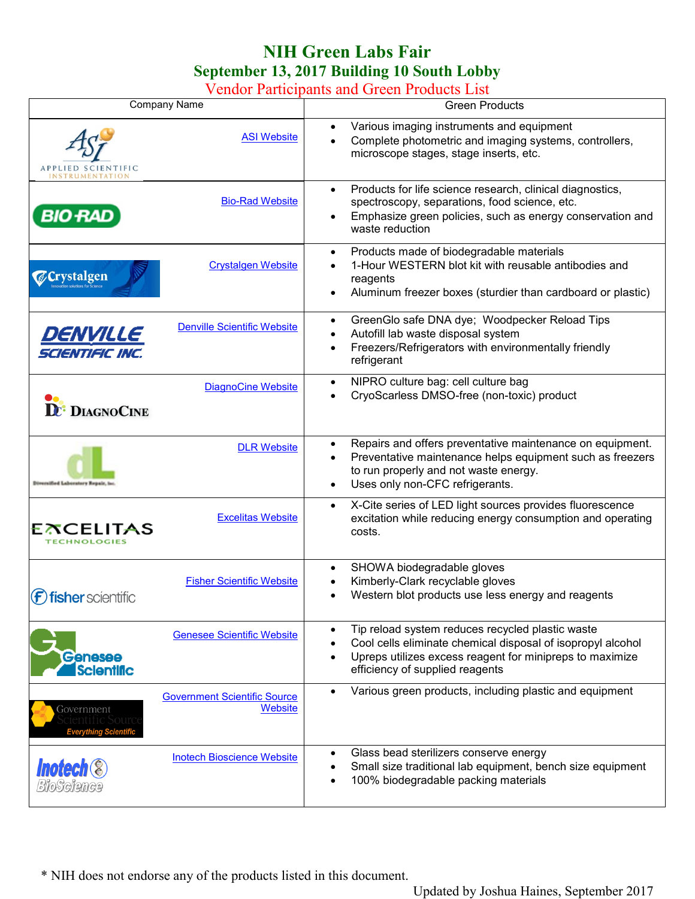# NIH Green Labs Fair

## September 13, 2017 Building 10 South Lobby

### Vendor Participants and Green Products List

| Company Name | Green Products |
| --- | --- |
| APPLIED SCIENTIFIC INSTRUMENTATION – ASI Website | • Various imaging instruments and equipment<br>• Complete photometric and imaging systems, controllers, microscope stages, stage inserts, etc. |
| BIO-RAD – Bio-Rad Website | • Products for life science research, clinical diagnostics, spectroscopy, separations, food science, etc.<br>• Emphasize green policies, such as energy conservation and waste reduction |
| Crystalgen – Crystalgen Website | • Products made of biodegradable materials<br>• 1-Hour WESTERN blot kit with reusable antibodies and reagents<br>• Aluminum freezer boxes (sturdier than cardboard or plastic) |
| DENVILLE SCIENTIFIC INC. – Denville Scientific Website | • GreenGlo safe DNA dye; Woodpecker Reload Tips<br>• Autofill lab waste disposal system<br>• Freezers/Refrigerators with environmentally friendly refrigerant |
| DiagnoCine – DiagnoCine Website | • NIPRO culture bag: cell culture bag<br>• CryoScarless DMSO-free (non-toxic) product |
| Diversified Laboratory Repair, Inc. – DLR Website | • Repairs and offers preventative maintenance on equipment.<br>• Preventative maintenance helps equipment such as freezers to run properly and not waste energy.<br>• Uses only non-CFC refrigerants. |
| EXCELITAS TECHNOLOGIES – Excelitas Website | • X-Cite series of LED light sources provides fluorescence excitation while reducing energy consumption and operating costs. |
| fisher scientific – Fisher Scientific Website | • SHOWA biodegradable gloves<br>• Kimberly-Clark recyclable gloves<br>• Western blot products use less energy and reagents |
| Genesee Scientific – Genesee Scientific Website | • Tip reload system reduces recycled plastic waste<br>• Cool cells eliminate chemical disposal of isopropyl alcohol<br>• Upreps utilizes excess reagent for minipreps to maximize efficiency of supplied reagents |
| Government Scientific Source, Everything Scientific – Government Scientific Source Website | • Various green products, including plastic and equipment |
| Inotech BioScience – Inotech Bioscience Website | • Glass bead sterilizers conserve energy<br>• Small size traditional lab equipment, bench size equipment<br>• 100% biodegradable packing materials |

\* NIH does not endorse any of the products listed in this document.

Updated by Joshua Haines, September 2017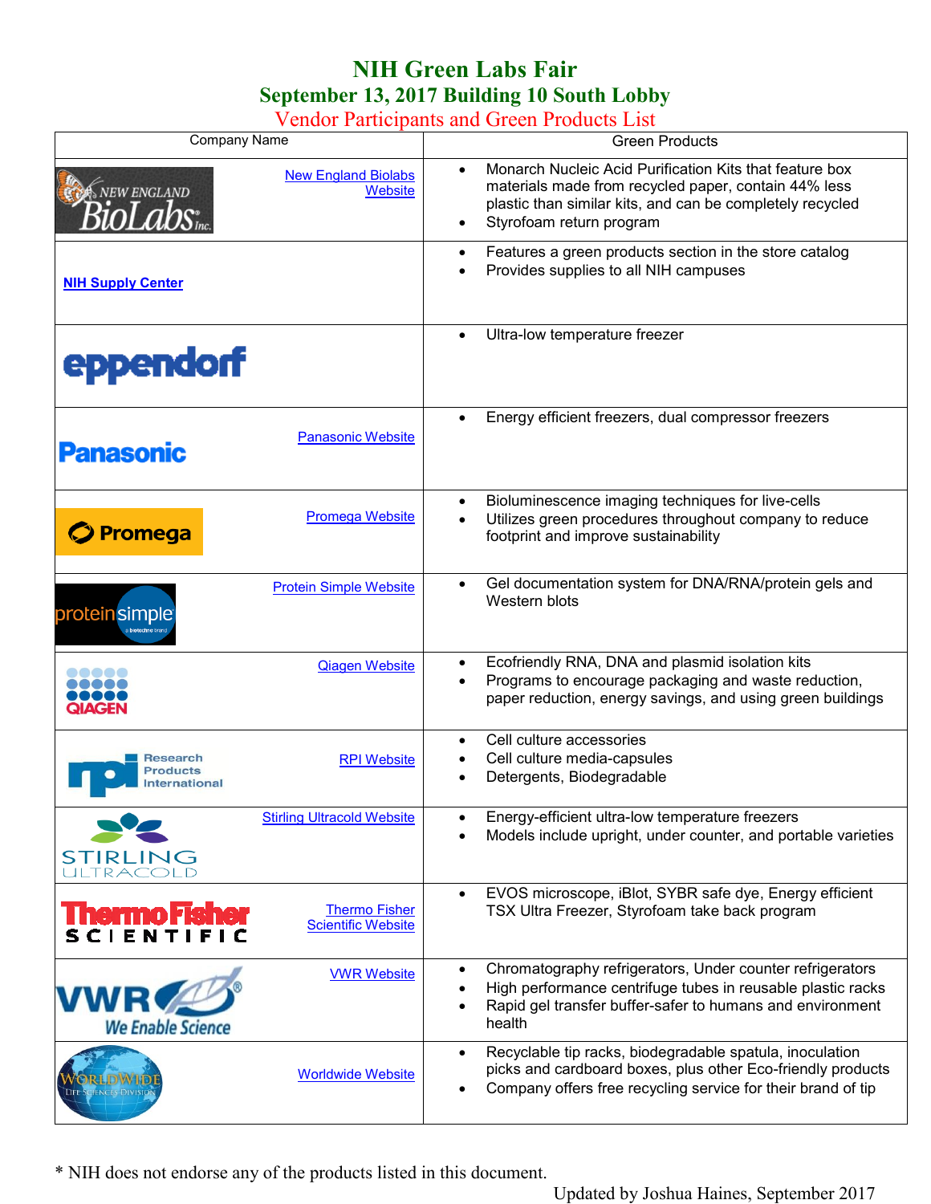# NIH Green Labs Fair

## September 13, 2017 Building 10 South Lobby

### Vendor Participants and Green Products List

| Company Name | Green Products |
| --- | --- |
| New England Biolabs Website | • Monarch Nucleic Acid Purification Kits that feature box materials made from recycled paper, contain 44% less plastic than similar kits, and can be completely recycled<br>• Styrofoam return program |
| NIH Supply Center | • Features a green products section in the store catalog<br>• Provides supplies to all NIH campuses |
| eppendorf | • Ultra-low temperature freezer |
| Panasonic Website | • Energy efficient freezers, dual compressor freezers |
| Promega Website | • Bioluminescence imaging techniques for live-cells<br>• Utilizes green procedures throughout company to reduce footprint and improve sustainability |
| Protein Simple Website | • Gel documentation system for DNA/RNA/protein gels and Western blots |
| Qiagen Website | • Ecofriendly RNA, DNA and plasmid isolation kits<br>• Programs to encourage packaging and waste reduction, paper reduction, energy savings, and using green buildings |
| RPI Website | • Cell culture accessories<br>• Cell culture media-capsules<br>• Detergents, Biodegradable |
| Stirling Ultracold Website | • Energy-efficient ultra-low temperature freezers<br>• Models include upright, under counter, and portable varieties |
| Thermo Fisher Scientific Website | • EVOS microscope, iBlot, SYBR safe dye, Energy efficient TSX Ultra Freezer, Styrofoam take back program |
| VWR Website | • Chromatography refrigerators, Under counter refrigerators<br>• High performance centrifuge tubes in reusable plastic racks<br>• Rapid gel transfer buffer-safer to humans and environment health |
| Worldwide Website | • Recyclable tip racks, biodegradable spatula, inoculation picks and cardboard boxes, plus other Eco-friendly products<br>• Company offers free recycling service for their brand of tip |

* NIH does not endorse any of the products listed in this document.

Updated by Joshua Haines, September 2017